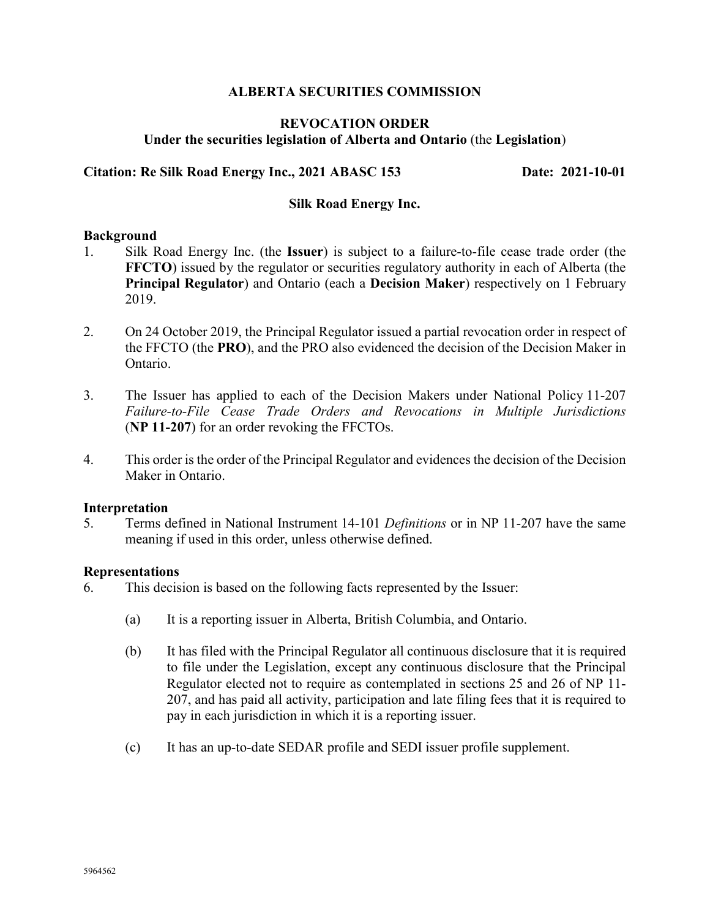# ALBERTA SECURITIES COMMISSION

## REVOCATION ORDER
**Under the securities legislation of Alberta and Ontario** (the **Legislation**)

**Citation: Re Silk Road Energy Inc., 2021 ABASC 153** **Date: 2021-10-01**

**Silk Road Energy Inc.**

### Background

1. Silk Road Energy Inc. (the **Issuer**) is subject to a failure-to-file cease trade order (the **FFCTO**) issued by the regulator or securities regulatory authority in each of Alberta (the **Principal Regulator**) and Ontario (each a **Decision Maker**) respectively on 1 February 2019.

2. On 24 October 2019, the Principal Regulator issued a partial revocation order in respect of the FFCTO (the **PRO**), and the PRO also evidenced the decision of the Decision Maker in Ontario.

3. The Issuer has applied to each of the Decision Makers under National Policy 11-207 *Failure-to-File Cease Trade Orders and Revocations in Multiple Jurisdictions* (**NP 11-207**) for an order revoking the FFCTOs.

4. This order is the order of the Principal Regulator and evidences the decision of the Decision Maker in Ontario.

### Interpretation

5. Terms defined in National Instrument 14-101 *Definitions* or in NP 11-207 have the same meaning if used in this order, unless otherwise defined.

### Representations

6. This decision is based on the following facts represented by the Issuer:

   (a) It is a reporting issuer in Alberta, British Columbia, and Ontario.

   (b) It has filed with the Principal Regulator all continuous disclosure that it is required to file under the Legislation, except any continuous disclosure that the Principal Regulator elected not to require as contemplated in sections 25 and 26 of NP 11-207, and has paid all activity, participation and late filing fees that it is required to pay in each jurisdiction in which it is a reporting issuer.

   (c) It has an up-to-date SEDAR profile and SEDI issuer profile supplement.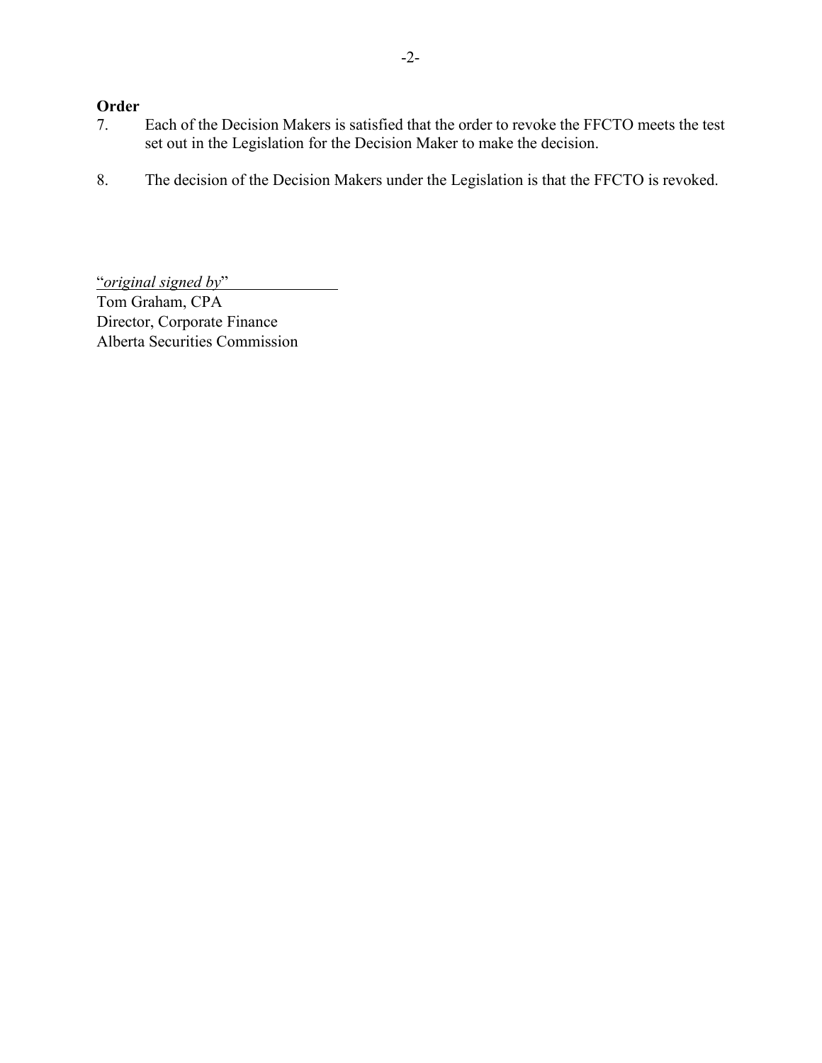**Order**

7. Each of the Decision Makers is satisfied that the order to revoke the FFCTO meets the test set out in the Legislation for the Decision Maker to make the decision.

8. The decision of the Decision Makers under the Legislation is that the FFCTO is revoked.

"*original signed by*"
Tom Graham, CPA
Director, Corporate Finance
Alberta Securities Commission